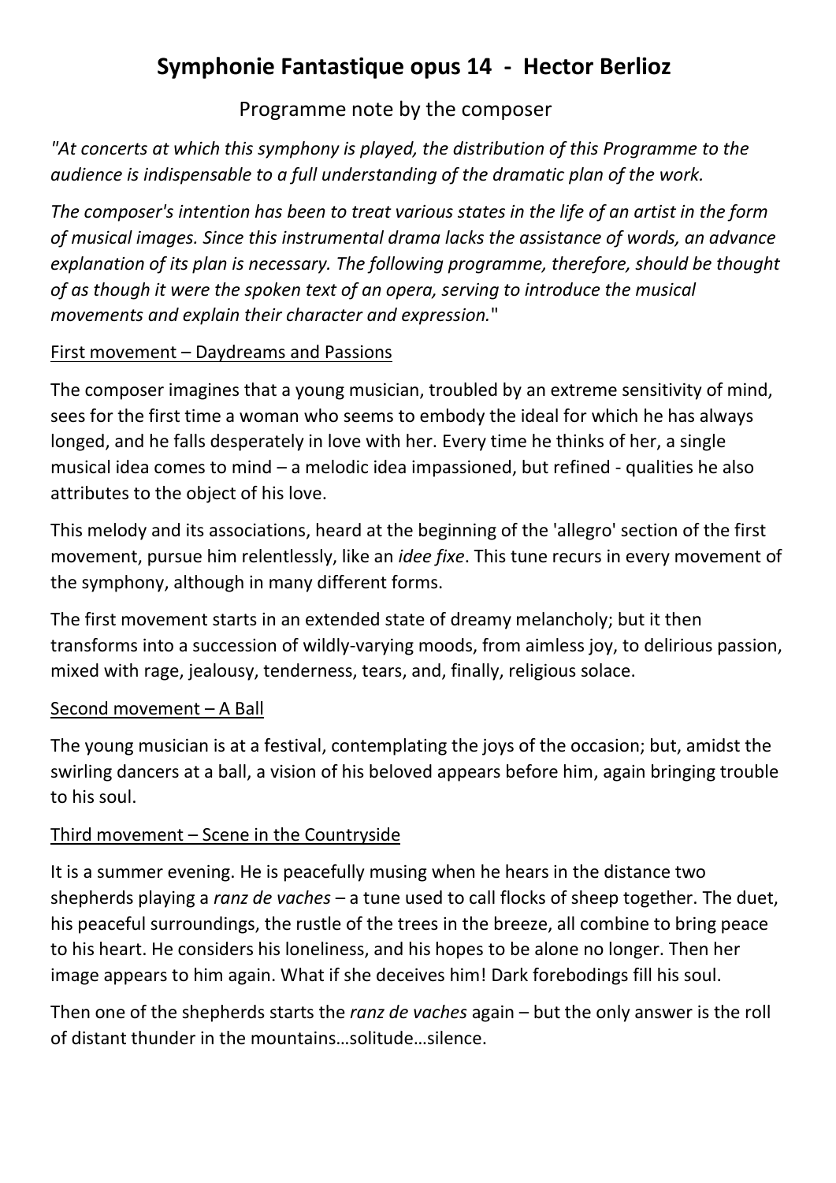# Symphonie Fantastique opus 14 - Hector Berlioz

Programme note by the composer

*"At concerts at which this symphony is played, the distribution of this Programme to the audience is indispensable to a full understanding of the dramatic plan of the work.*

*The composer's intention has been to treat various states in the life of an artist in the form of musical images. Since this instrumental drama lacks the assistance of words, an advance explanation of its plan is necessary. The following programme, therefore, should be thought of as though it were the spoken text of an opera, serving to introduce the musical movements and explain their character and expression.*"

<u>First movement – Daydreams and Passions</u>

The composer imagines that a young musician, troubled by an extreme sensitivity of mind, sees for the first time a woman who seems to embody the ideal for which he has always longed, and he falls desperately in love with her. Every time he thinks of her, a single musical idea comes to mind – a melodic idea impassioned, but refined - qualities he also attributes to the object of his love.

This melody and its associations, heard at the beginning of the 'allegro' section of the first movement, pursue him relentlessly, like an *idee fixe*. This tune recurs in every movement of the symphony, although in many different forms.

The first movement starts in an extended state of dreamy melancholy; but it then transforms into a succession of wildly-varying moods, from aimless joy, to delirious passion, mixed with rage, jealousy, tenderness, tears, and, finally, religious solace.

<u>Second movement – A Ball</u>

The young musician is at a festival, contemplating the joys of the occasion; but, amidst the swirling dancers at a ball, a vision of his beloved appears before him, again bringing trouble to his soul.

<u>Third movement – Scene in the Countryside</u>

It is a summer evening. He is peacefully musing when he hears in the distance two shepherds playing a *ranz de vaches* – a tune used to call flocks of sheep together. The duet, his peaceful surroundings, the rustle of the trees in the breeze, all combine to bring peace to his heart. He considers his loneliness, and his hopes to be alone no longer. Then her image appears to him again. What if she deceives him! Dark forebodings fill his soul.

Then one of the shepherds starts the *ranz de vaches* again – but the only answer is the roll of distant thunder in the mountains…solitude…silence.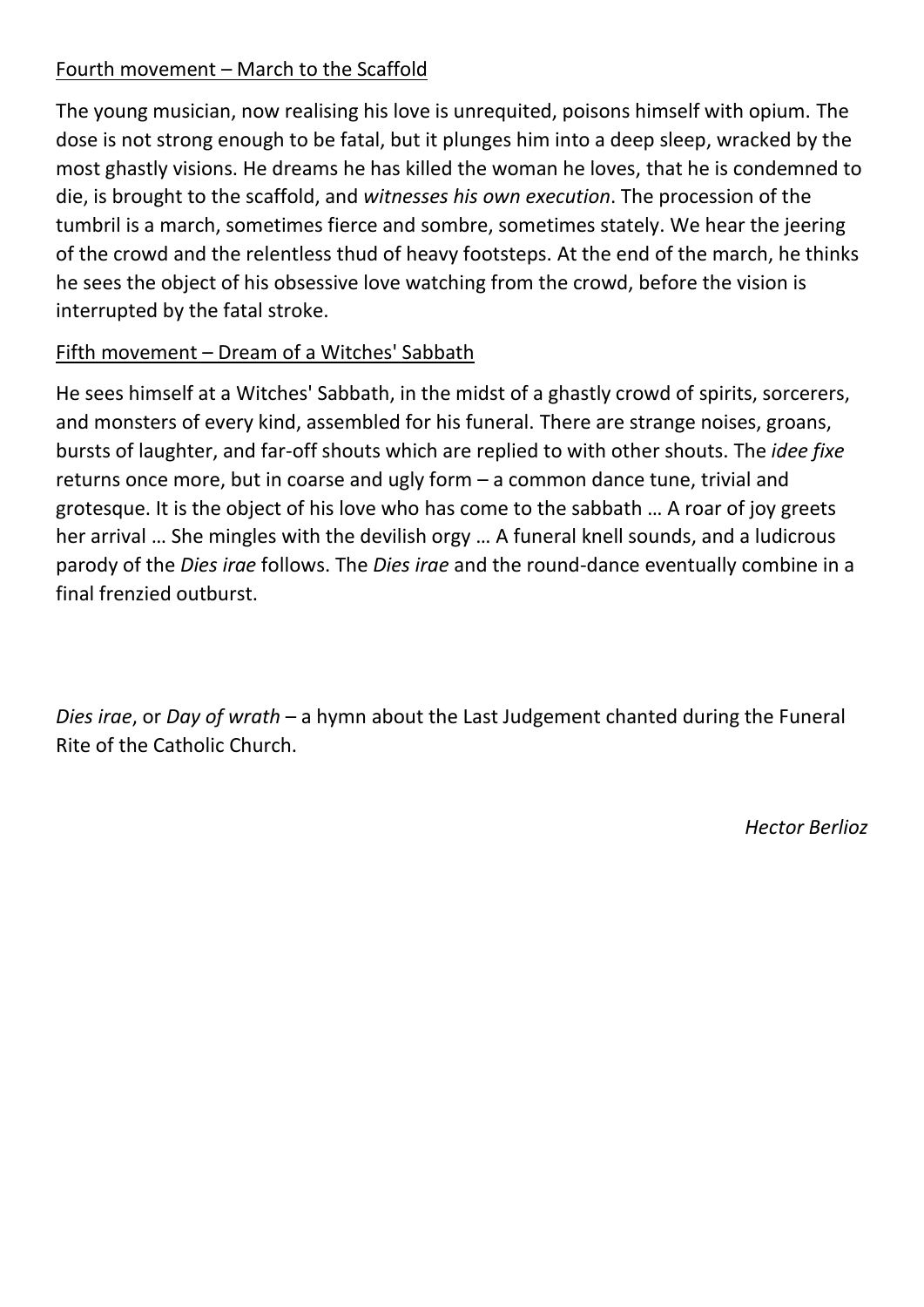<u>Fourth movement – March to the Scaffold</u>

The young musician, now realising his love is unrequited, poisons himself with opium. The dose is not strong enough to be fatal, but it plunges him into a deep sleep, wracked by the most ghastly visions. He dreams he has killed the woman he loves, that he is condemned to die, is brought to the scaffold, and *witnesses his own execution*. The procession of the tumbril is a march, sometimes fierce and sombre, sometimes stately. We hear the jeering of the crowd and the relentless thud of heavy footsteps. At the end of the march, he thinks he sees the object of his obsessive love watching from the crowd, before the vision is interrupted by the fatal stroke.

<u>Fifth movement – Dream of a Witches' Sabbath</u>

He sees himself at a Witches' Sabbath, in the midst of a ghastly crowd of spirits, sorcerers, and monsters of every kind, assembled for his funeral. There are strange noises, groans, bursts of laughter, and far-off shouts which are replied to with other shouts. The *idee fixe* returns once more, but in coarse and ugly form – a common dance tune, trivial and grotesque. It is the object of his love who has come to the sabbath … A roar of joy greets her arrival … She mingles with the devilish orgy … A funeral knell sounds, and a ludicrous parody of the *Dies irae* follows. The *Dies irae* and the round-dance eventually combine in a final frenzied outburst.

*Dies irae*, or *Day of wrath* – a hymn about the Last Judgement chanted during the Funeral Rite of the Catholic Church.

*Hector Berlioz*